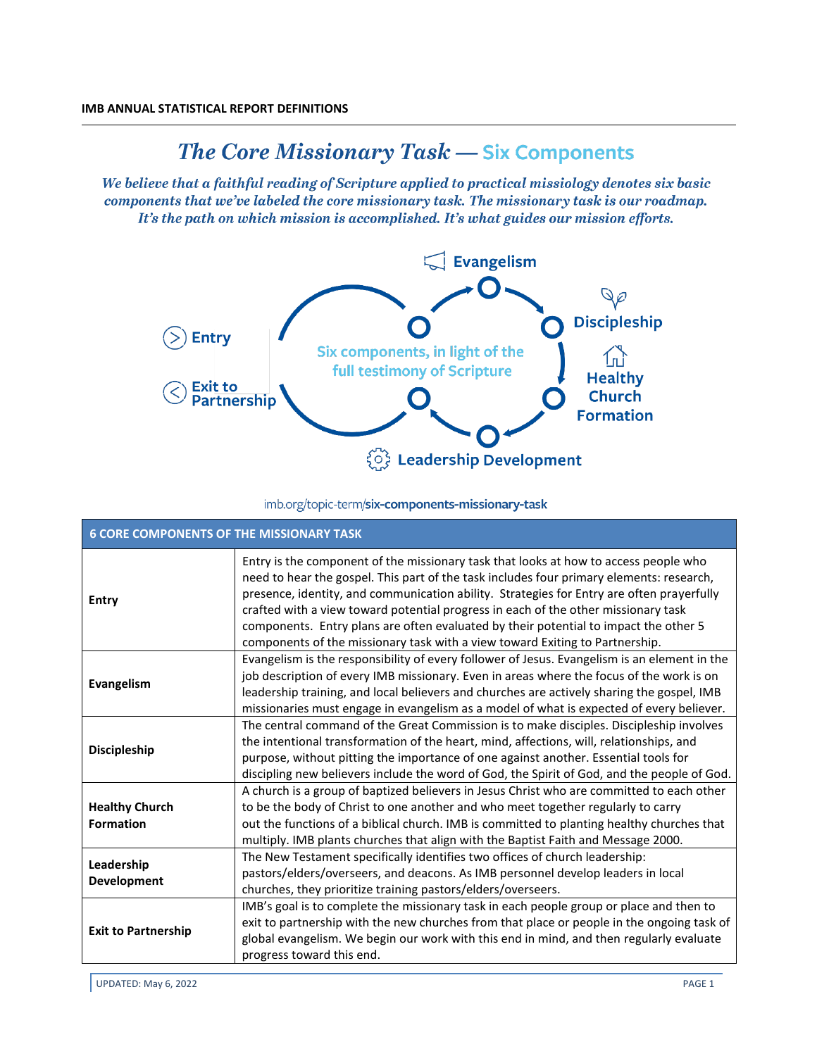**IMB ANNUAL STATISTICAL REPORT DEFINITIONS**

# *The Core Missionary Task* — Six Components

***We believe that a faithful reading of Scripture applied to practical missiology denotes six basic components that we've labeled the core missionary task. The missionary task is our roadmap. It's the path on which mission is accomplished. It's what guides our mission efforts.***

Entry

Exit to Partnership

Evangelism

Discipleship

Healthy Church Formation

Leadership Development

Six components, in light of the full testimony of Scripture

imb.org/topic-term/**six-components-missionary-task**

| 6 CORE COMPONENTS OF THE MISSIONARY TASK | |
|---|---|
| **Entry** | Entry is the component of the missionary task that looks at how to access people who need to hear the gospel. This part of the task includes four primary elements: research, presence, identity, and communication ability. Strategies for Entry are often prayerfully crafted with a view toward potential progress in each of the other missionary task components. Entry plans are often evaluated by their potential to impact the other 5 components of the missionary task with a view toward Exiting to Partnership. |
| **Evangelism** | Evangelism is the responsibility of every follower of Jesus. Evangelism is an element in the job description of every IMB missionary. Even in areas where the focus of the work is on leadership training, and local believers and churches are actively sharing the gospel, IMB missionaries must engage in evangelism as a model of what is expected of every believer. |
| **Discipleship** | The central command of the Great Commission is to make disciples. Discipleship involves the intentional transformation of the heart, mind, affections, will, relationships, and purpose, without pitting the importance of one against another. Essential tools for discipling new believers include the word of God, the Spirit of God, and the people of God. |
| **Healthy Church Formation** | A church is a group of baptized believers in Jesus Christ who are committed to each other to be the body of Christ to one another and who meet together regularly to carry out the functions of a biblical church. IMB is committed to planting healthy churches that multiply. IMB plants churches that align with the Baptist Faith and Message 2000. |
| **Leadership Development** | The New Testament specifically identifies two offices of church leadership: pastors/elders/overseers, and deacons. As IMB personnel develop leaders in local churches, they prioritize training pastors/elders/overseers. |
| **Exit to Partnership** | IMB's goal is to complete the missionary task in each people group or place and then to exit to partnership with the new churches from that place or people in the ongoing task of global evangelism. We begin our work with this end in mind, and then regularly evaluate progress toward this end. |

UPDATED: May 6, 2022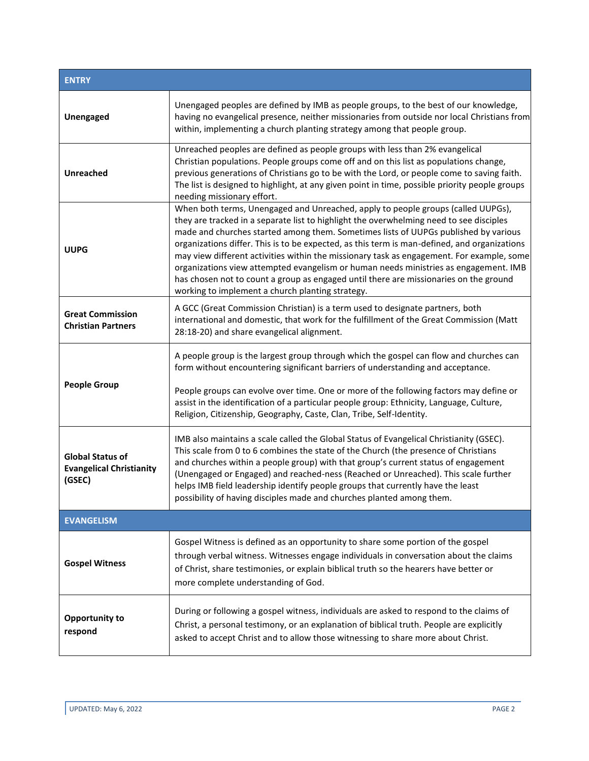| ENTRY | |
|---|---|
| **Unengaged** | Unengaged peoples are defined by IMB as people groups, to the best of our knowledge, having no evangelical presence, neither missionaries from outside nor local Christians from within, implementing a church planting strategy among that people group. |
| **Unreached** | Unreached peoples are defined as people groups with less than 2% evangelical Christian populations. People groups come off and on this list as populations change, previous generations of Christians go to be with the Lord, or people come to saving faith. The list is designed to highlight, at any given point in time, possible priority people groups needing missionary effort. |
| **UUPG** | When both terms, Unengaged and Unreached, apply to people groups (called UUPGs), they are tracked in a separate list to highlight the overwhelming need to see disciples made and churches started among them. Sometimes lists of UUPGs published by various organizations differ. This is to be expected, as this term is man-defined, and organizations may view different activities within the missionary task as engagement. For example, some organizations view attempted evangelism or human needs ministries as engagement. IMB has chosen not to count a group as engaged until there are missionaries on the ground working to implement a church planting strategy. |
| **Great Commission Christian Partners** | A GCC (Great Commission Christian) is a term used to designate partners, both international and domestic, that work for the fulfillment of the Great Commission (Matt 28:18-20) and share evangelical alignment. |
| **People Group** | A people group is the largest group through which the gospel can flow and churches can form without encountering significant barriers of understanding and acceptance.<br><br>People groups can evolve over time. One or more of the following factors may define or assist in the identification of a particular people group: Ethnicity, Language, Culture, Religion, Citizenship, Geography, Caste, Clan, Tribe, Self-Identity. |
| **Global Status of Evangelical Christianity (GSEC)** | IMB also maintains a scale called the Global Status of Evangelical Christianity (GSEC). This scale from 0 to 6 combines the state of the Church (the presence of Christians and churches within a people group) with that group's current status of engagement (Unengaged or Engaged) and reached-ness (Reached or Unreached). This scale further helps IMB field leadership identify people groups that currently have the least possibility of having disciples made and churches planted among them. |
| **EVANGELISM** | |
| **Gospel Witness** | Gospel Witness is defined as an opportunity to share some portion of the gospel through verbal witness. Witnesses engage individuals in conversation about the claims of Christ, share testimonies, or explain biblical truth so the hearers have better or more complete understanding of God. |
| **Opportunity to respond** | During or following a gospel witness, individuals are asked to respond to the claims of Christ, a personal testimony, or an explanation of biblical truth. People are explicitly asked to accept Christ and to allow those witnessing to share more about Christ. |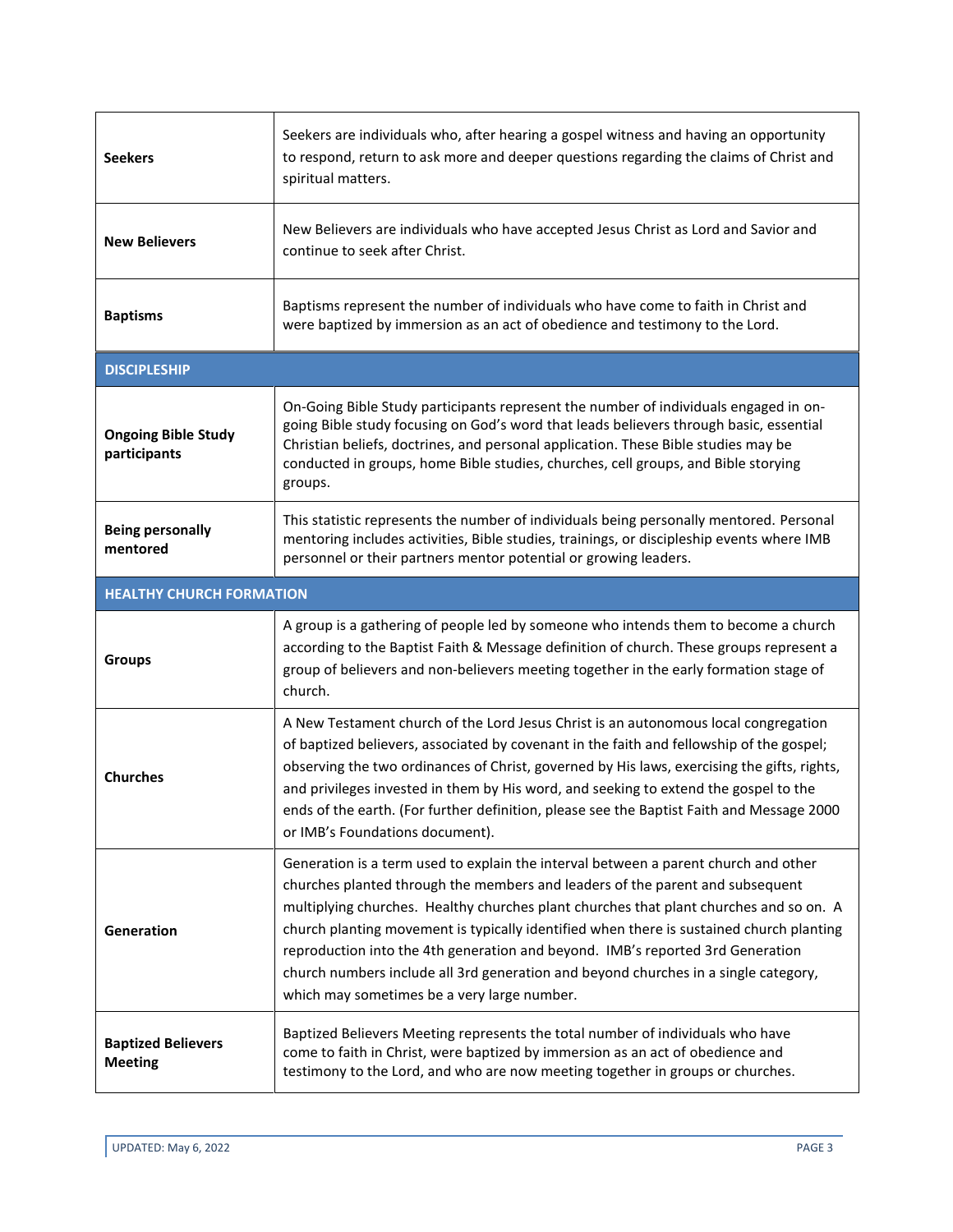| | |
|---|---|
| **Seekers** | Seekers are individuals who, after hearing a gospel witness and having an opportunity to respond, return to ask more and deeper questions regarding the claims of Christ and spiritual matters. |
| **New Believers** | New Believers are individuals who have accepted Jesus Christ as Lord and Savior and continue to seek after Christ. |
| **Baptisms** | Baptisms represent the number of individuals who have come to faith in Christ and were baptized by immersion as an act of obedience and testimony to the Lord. |
| **DISCIPLESHIP** | |
| **Ongoing Bible Study participants** | On-Going Bible Study participants represent the number of individuals engaged in on-going Bible study focusing on God's word that leads believers through basic, essential Christian beliefs, doctrines, and personal application. These Bible studies may be conducted in groups, home Bible studies, churches, cell groups, and Bible storying groups. |
| **Being personally mentored** | This statistic represents the number of individuals being personally mentored. Personal mentoring includes activities, Bible studies, trainings, or discipleship events where IMB personnel or their partners mentor potential or growing leaders. |
| **HEALTHY CHURCH FORMATION** | |
| **Groups** | A group is a gathering of people led by someone who intends them to become a church according to the Baptist Faith & Message definition of church. These groups represent a group of believers and non-believers meeting together in the early formation stage of church. |
| **Churches** | A New Testament church of the Lord Jesus Christ is an autonomous local congregation of baptized believers, associated by covenant in the faith and fellowship of the gospel; observing the two ordinances of Christ, governed by His laws, exercising the gifts, rights, and privileges invested in them by His word, and seeking to extend the gospel to the ends of the earth. (For further definition, please see the Baptist Faith and Message 2000 or IMB's Foundations document). |
| **Generation** | Generation is a term used to explain the interval between a parent church and other churches planted through the members and leaders of the parent and subsequent multiplying churches. Healthy churches plant churches that plant churches and so on. A church planting movement is typically identified when there is sustained church planting reproduction into the 4th generation and beyond. IMB's reported 3rd Generation church numbers include all 3rd generation and beyond churches in a single category, which may sometimes be a very large number. |
| **Baptized Believers Meeting** | Baptized Believers Meeting represents the total number of individuals who have come to faith in Christ, were baptized by immersion as an act of obedience and testimony to the Lord, and who are now meeting together in groups or churches. |

UPDATED: May 6, 2022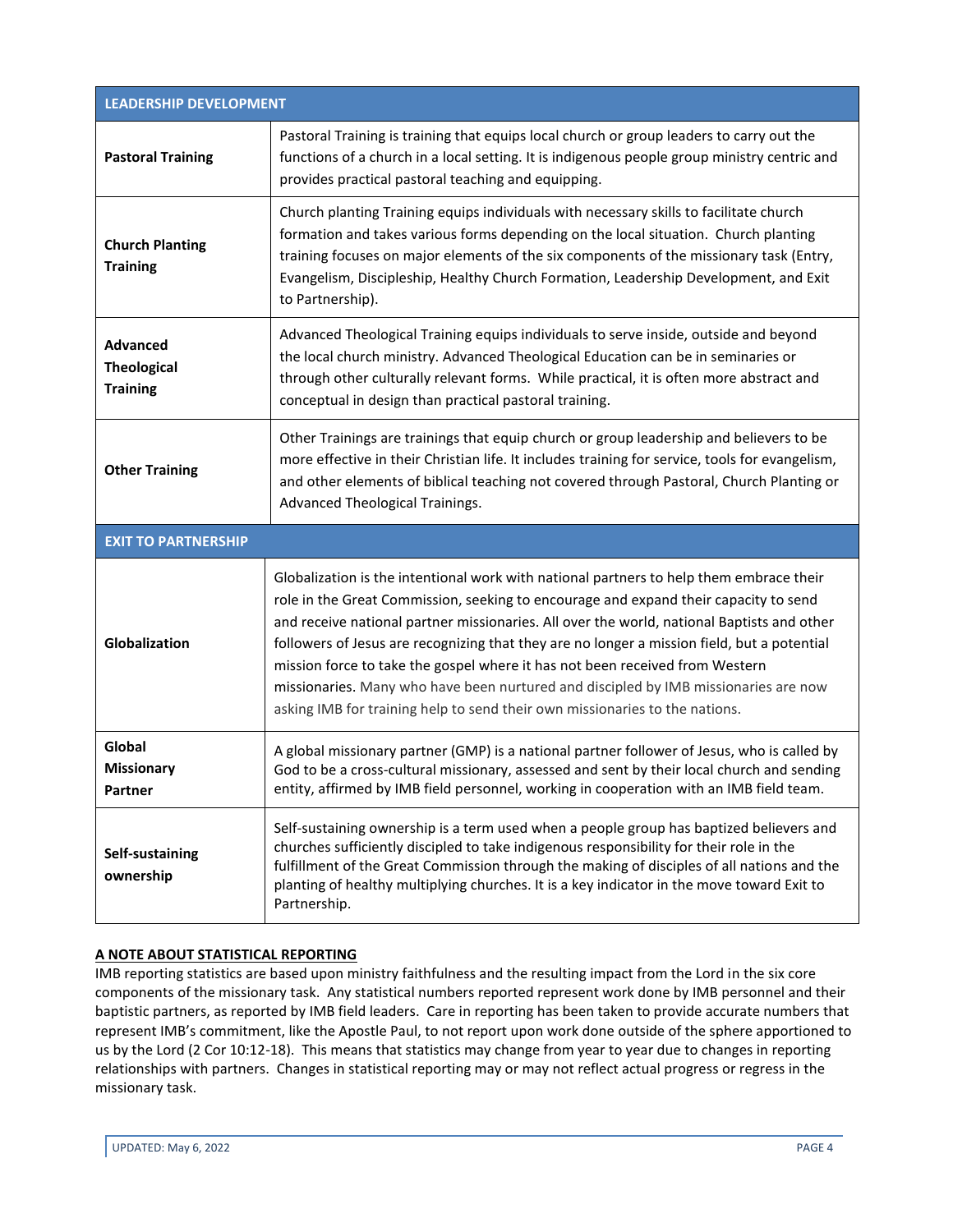| LEADERSHIP DEVELOPMENT | |
|---|---|
| **Pastoral Training** | Pastoral Training is training that equips local church or group leaders to carry out the functions of a church in a local setting. It is indigenous people group ministry centric and provides practical pastoral teaching and equipping. |
| **Church Planting Training** | Church planting Training equips individuals with necessary skills to facilitate church formation and takes various forms depending on the local situation. Church planting training focuses on major elements of the six components of the missionary task (Entry, Evangelism, Discipleship, Healthy Church Formation, Leadership Development, and Exit to Partnership). |
| **Advanced Theological Training** | Advanced Theological Training equips individuals to serve inside, outside and beyond the local church ministry. Advanced Theological Education can be in seminaries or through other culturally relevant forms. While practical, it is often more abstract and conceptual in design than practical pastoral training. |
| **Other Training** | Other Trainings are trainings that equip church or group leadership and believers to be more effective in their Christian life. It includes training for service, tools for evangelism, and other elements of biblical teaching not covered through Pastoral, Church Planting or Advanced Theological Trainings. |

| EXIT TO PARTNERSHIP | |
|---|---|
| **Globalization** | Globalization is the intentional work with national partners to help them embrace their role in the Great Commission, seeking to encourage and expand their capacity to send and receive national partner missionaries. All over the world, national Baptists and other followers of Jesus are recognizing that they are no longer a mission field, but a potential mission force to take the gospel where it has not been received from Western missionaries. Many who have been nurtured and discipled by IMB missionaries are now asking IMB for training help to send their own missionaries to the nations. |
| **Global Missionary Partner** | A global missionary partner (GMP) is a national partner follower of Jesus, who is called by God to be a cross-cultural missionary, assessed and sent by their local church and sending entity, affirmed by IMB field personnel, working in cooperation with an IMB field team. |
| **Self-sustaining ownership** | Self-sustaining ownership is a term used when a people group has baptized believers and churches sufficiently discipled to take indigenous responsibility for their role in the fulfillment of the Great Commission through the making of disciples of all nations and the planting of healthy multiplying churches. It is a key indicator in the move toward Exit to Partnership. |

**A NOTE ABOUT STATISTICAL REPORTING**

IMB reporting statistics are based upon ministry faithfulness and the resulting impact from the Lord in the six core components of the missionary task. Any statistical numbers reported represent work done by IMB personnel and their baptistic partners, as reported by IMB field leaders. Care in reporting has been taken to provide accurate numbers that represent IMB's commitment, like the Apostle Paul, to not report upon work done outside of the sphere apportioned to us by the Lord (2 Cor 10:12-18). This means that statistics may change from year to year due to changes in reporting relationships with partners. Changes in statistical reporting may or may not reflect actual progress or regress in the missionary task.